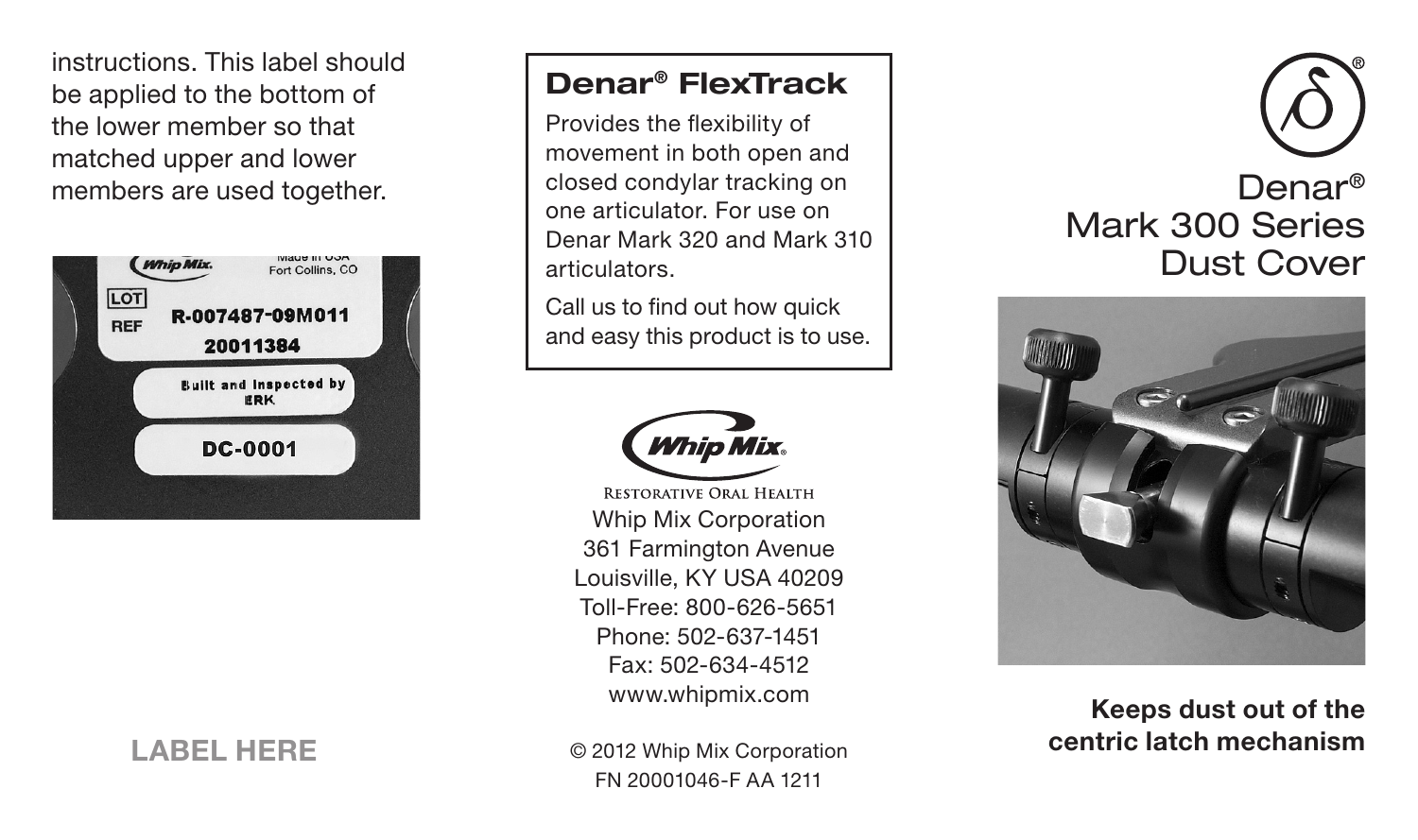instructions. This label should be applied to the bottom of the lower member so that matched upper and lower members are used together.

LABEL HERE

## Denar® FlexTrack

Provides the flexibility of movement in both open and closed condylar tracking on one articulator. For use on Denar Mark 320 and Mark 310 articulators.

Call us to find out how quick and easy this product is to use.

Whip Mix®

RESTORATIVE ORAL HEALTH

Whip Mix Corporation
361 Farmington Avenue
Louisville, KY USA 40209
Toll-Free: 800-626-5651
Phone: 502-637-1451
Fax: 502-634-4512
www.whipmix.com

© 2012 Whip Mix Corporation
FN 20001046-F AA 1211

# Denar® Mark 300 Series Dust Cover

**Keeps dust out of the centric latch mechanism**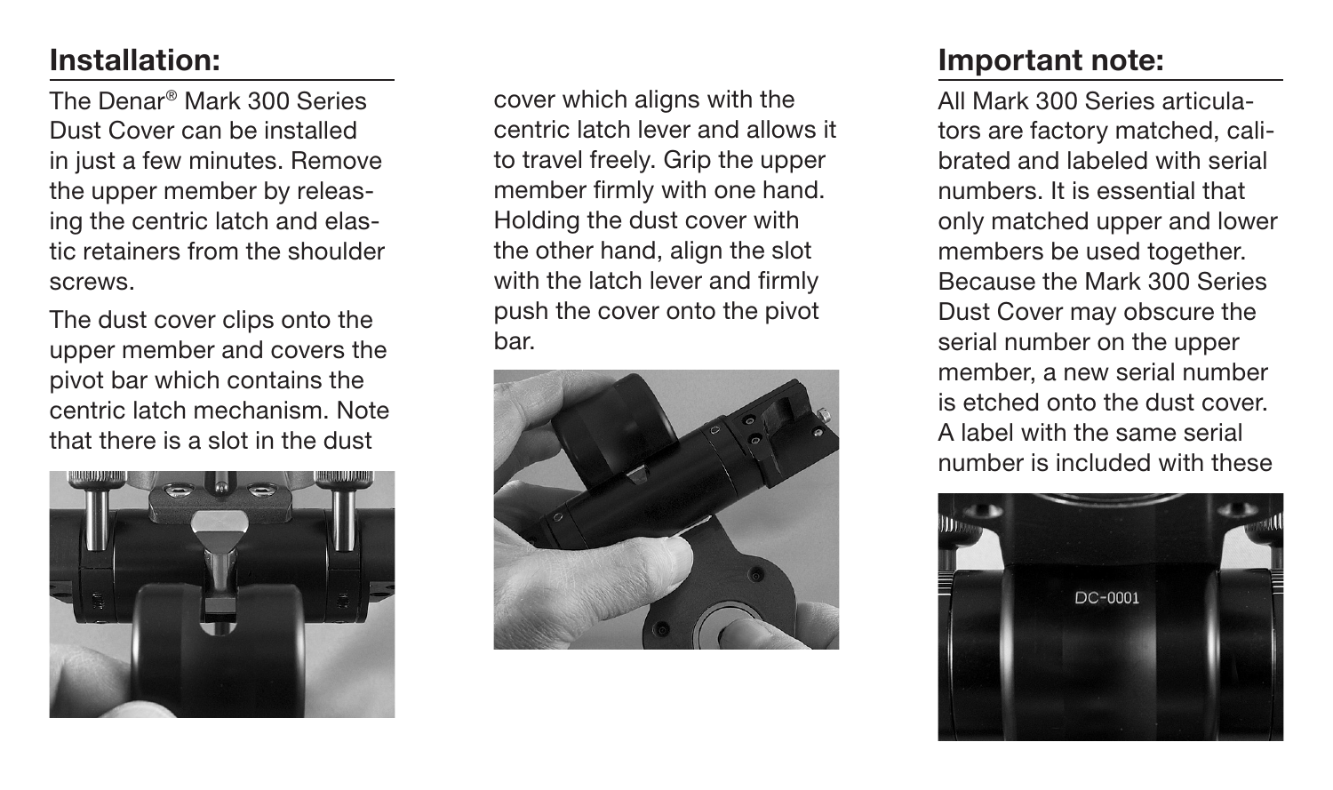## Installation:

The Denar® Mark 300 Series Dust Cover can be installed in just a few minutes. Remove the upper member by releasing the centric latch and elastic retainers from the shoulder screws.

The dust cover clips onto the upper member and covers the pivot bar which contains the centric latch mechanism. Note that there is a slot in the dust cover which aligns with the centric latch lever and allows it to travel freely. Grip the upper member firmly with one hand. Holding the dust cover with the other hand, align the slot with the latch lever and firmly push the cover onto the pivot bar.

## Important note:

All Mark 300 Series articulators are factory matched, calibrated and labeled with serial numbers. It is essential that only matched upper and lower members be used together. Because the Mark 300 Series Dust Cover may obscure the serial number on the upper member, a new serial number is etched onto the dust cover. A label with the same serial number is included with these